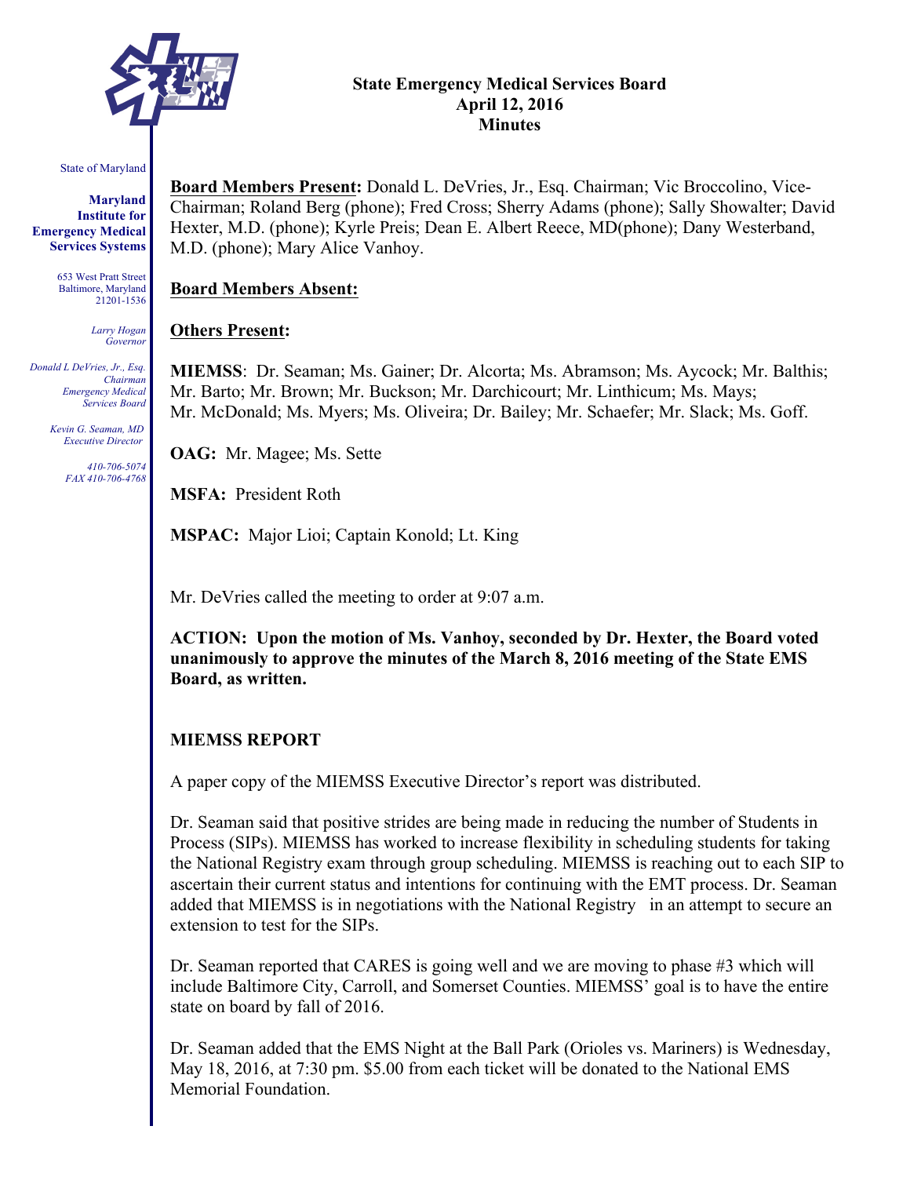State of Maryland

**Maryland Institute for Emergency Medical Services Systems**

653 West Pratt Street
Baltimore, Maryland
21201-1536

*Larry Hogan*
*Governor*

*Donald L DeVries, Jr., Esq.*
*Chairman*
*Emergency Medical Services Board*

*Kevin G. Seaman, MD*
*Executive Director*

*410-706-5074*
*FAX 410-706-4768*

# State Emergency Medical Services Board
# April 12, 2016
# Minutes

**Board Members Present:** Donald L. DeVries, Jr., Esq. Chairman; Vic Broccolino, Vice-Chairman; Roland Berg (phone); Fred Cross; Sherry Adams (phone); Sally Showalter; David Hexter, M.D. (phone); Kyrle Preis; Dean E. Albert Reece, MD(phone); Dany Westerband, M.D. (phone); Mary Alice Vanhoy.

**Board Members Absent:**

**Others Present:**

**MIEMSS**: Dr. Seaman; Ms. Gainer; Dr. Alcorta; Ms. Abramson; Ms. Aycock; Mr. Balthis; Mr. Barto; Mr. Brown; Mr. Buckson; Mr. Darchicourt; Mr. Linthicum; Ms. Mays; Mr. McDonald; Ms. Myers; Ms. Oliveira; Dr. Bailey; Mr. Schaefer; Mr. Slack; Ms. Goff.

**OAG:** Mr. Magee; Ms. Sette

**MSFA:** President Roth

**MSPAC:** Major Lioi; Captain Konold; Lt. King

Mr. DeVries called the meeting to order at 9:07 a.m.

**ACTION: Upon the motion of Ms. Vanhoy, seconded by Dr. Hexter, the Board voted unanimously to approve the minutes of the March 8, 2016 meeting of the State EMS Board, as written.**

**MIEMSS REPORT**

A paper copy of the MIEMSS Executive Director's report was distributed.

Dr. Seaman said that positive strides are being made in reducing the number of Students in Process (SIPs). MIEMSS has worked to increase flexibility in scheduling students for taking the National Registry exam through group scheduling. MIEMSS is reaching out to each SIP to ascertain their current status and intentions for continuing with the EMT process. Dr. Seaman added that MIEMSS is in negotiations with the National Registry in an attempt to secure an extension to test for the SIPs.

Dr. Seaman reported that CARES is going well and we are moving to phase #3 which will include Baltimore City, Carroll, and Somerset Counties. MIEMSS' goal is to have the entire state on board by fall of 2016.

Dr. Seaman added that the EMS Night at the Ball Park (Orioles vs. Mariners) is Wednesday, May 18, 2016, at 7:30 pm. $5.00 from each ticket will be donated to the National EMS Memorial Foundation.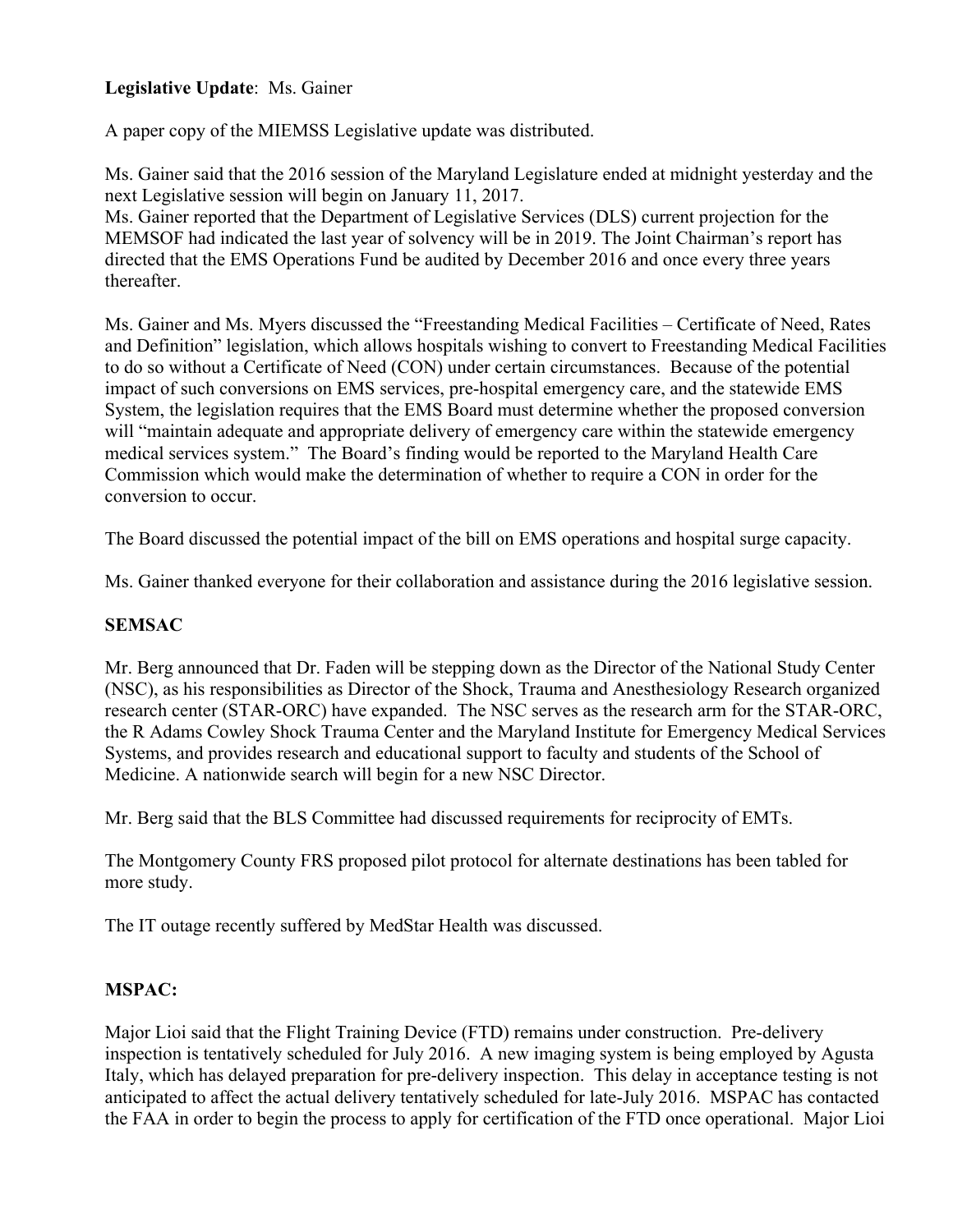**Legislative Update**: Ms. Gainer

A paper copy of the MIEMSS Legislative update was distributed.

Ms. Gainer said that the 2016 session of the Maryland Legislature ended at midnight yesterday and the next Legislative session will begin on January 11, 2017.
Ms. Gainer reported that the Department of Legislative Services (DLS) current projection for the MEMSOF had indicated the last year of solvency will be in 2019. The Joint Chairman's report has directed that the EMS Operations Fund be audited by December 2016 and once every three years thereafter.

Ms. Gainer and Ms. Myers discussed the "Freestanding Medical Facilities – Certificate of Need, Rates and Definition" legislation, which allows hospitals wishing to convert to Freestanding Medical Facilities to do so without a Certificate of Need (CON) under certain circumstances. Because of the potential impact of such conversions on EMS services, pre-hospital emergency care, and the statewide EMS System, the legislation requires that the EMS Board must determine whether the proposed conversion will "maintain adequate and appropriate delivery of emergency care within the statewide emergency medical services system." The Board's finding would be reported to the Maryland Health Care Commission which would make the determination of whether to require a CON in order for the conversion to occur.

The Board discussed the potential impact of the bill on EMS operations and hospital surge capacity.

Ms. Gainer thanked everyone for their collaboration and assistance during the 2016 legislative session.

**SEMSAC**

Mr. Berg announced that Dr. Faden will be stepping down as the Director of the National Study Center (NSC), as his responsibilities as Director of the Shock, Trauma and Anesthesiology Research organized research center (STAR-ORC) have expanded. The NSC serves as the research arm for the STAR-ORC, the R Adams Cowley Shock Trauma Center and the Maryland Institute for Emergency Medical Services Systems, and provides research and educational support to faculty and students of the School of Medicine. A nationwide search will begin for a new NSC Director.

Mr. Berg said that the BLS Committee had discussed requirements for reciprocity of EMTs.

The Montgomery County FRS proposed pilot protocol for alternate destinations has been tabled for more study.

The IT outage recently suffered by MedStar Health was discussed.

**MSPAC:**

Major Lioi said that the Flight Training Device (FTD) remains under construction. Pre-delivery inspection is tentatively scheduled for July 2016. A new imaging system is being employed by Agusta Italy, which has delayed preparation for pre-delivery inspection. This delay in acceptance testing is not anticipated to affect the actual delivery tentatively scheduled for late-July 2016. MSPAC has contacted the FAA in order to begin the process to apply for certification of the FTD once operational. Major Lioi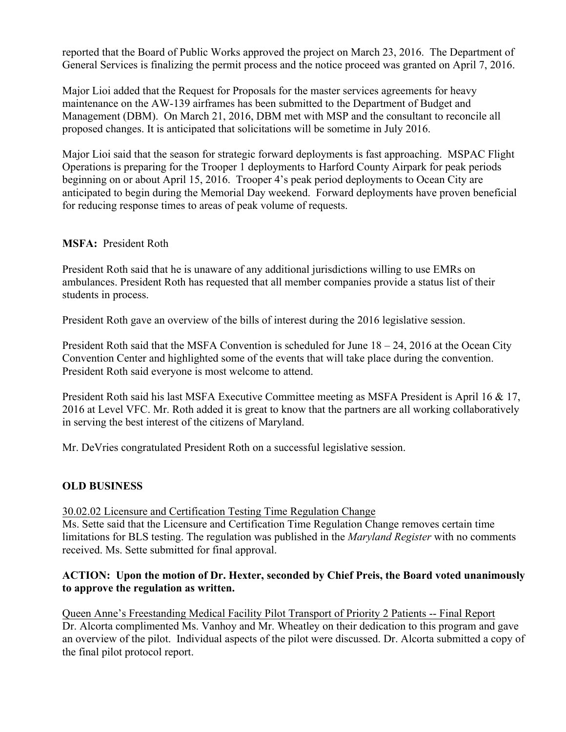reported that the Board of Public Works approved the project on March 23, 2016. The Department of General Services is finalizing the permit process and the notice proceed was granted on April 7, 2016.

Major Lioi added that the Request for Proposals for the master services agreements for heavy maintenance on the AW-139 airframes has been submitted to the Department of Budget and Management (DBM). On March 21, 2016, DBM met with MSP and the consultant to reconcile all proposed changes. It is anticipated that solicitations will be sometime in July 2016.

Major Lioi said that the season for strategic forward deployments is fast approaching. MSPAC Flight Operations is preparing for the Trooper 1 deployments to Harford County Airpark for peak periods beginning on or about April 15, 2016. Trooper 4's peak period deployments to Ocean City are anticipated to begin during the Memorial Day weekend. Forward deployments have proven beneficial for reducing response times to areas of peak volume of requests.

**MSFA:** President Roth

President Roth said that he is unaware of any additional jurisdictions willing to use EMRs on ambulances. President Roth has requested that all member companies provide a status list of their students in process.

President Roth gave an overview of the bills of interest during the 2016 legislative session.

President Roth said that the MSFA Convention is scheduled for June 18 – 24, 2016 at the Ocean City Convention Center and highlighted some of the events that will take place during the convention. President Roth said everyone is most welcome to attend.

President Roth said his last MSFA Executive Committee meeting as MSFA President is April 16 & 17, 2016 at Level VFC. Mr. Roth added it is great to know that the partners are all working collaboratively in serving the best interest of the citizens of Maryland.

Mr. DeVries congratulated President Roth on a successful legislative session.

**OLD BUSINESS**

30.02.02 Licensure and Certification Testing Time Regulation Change

Ms. Sette said that the Licensure and Certification Time Regulation Change removes certain time limitations for BLS testing. The regulation was published in the *Maryland Register* with no comments received. Ms. Sette submitted for final approval.

**ACTION: Upon the motion of Dr. Hexter, seconded by Chief Preis, the Board voted unanimously to approve the regulation as written.**

Queen Anne's Freestanding Medical Facility Pilot Transport of Priority 2 Patients -- Final Report

Dr. Alcorta complimented Ms. Vanhoy and Mr. Wheatley on their dedication to this program and gave an overview of the pilot. Individual aspects of the pilot were discussed. Dr. Alcorta submitted a copy of the final pilot protocol report.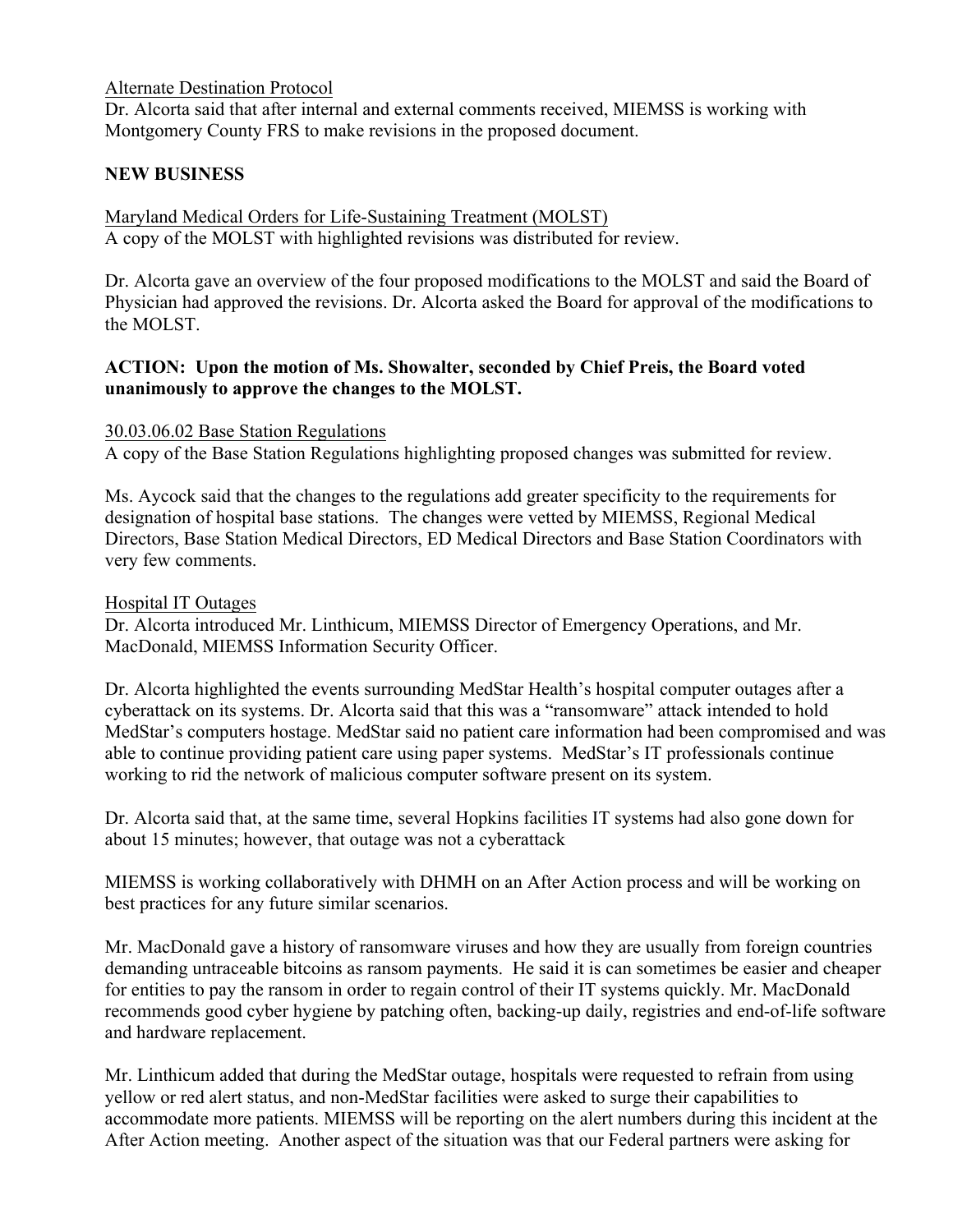Alternate Destination Protocol

Dr. Alcorta said that after internal and external comments received, MIEMSS is working with Montgomery County FRS to make revisions in the proposed document.

**NEW BUSINESS**

Maryland Medical Orders for Life-Sustaining Treatment (MOLST)

A copy of the MOLST with highlighted revisions was distributed for review.

Dr. Alcorta gave an overview of the four proposed modifications to the MOLST and said the Board of Physician had approved the revisions. Dr. Alcorta asked the Board for approval of the modifications to the MOLST.

**ACTION: Upon the motion of Ms. Showalter, seconded by Chief Preis, the Board voted unanimously to approve the changes to the MOLST.**

30.03.06.02 Base Station Regulations

A copy of the Base Station Regulations highlighting proposed changes was submitted for review.

Ms. Aycock said that the changes to the regulations add greater specificity to the requirements for designation of hospital base stations. The changes were vetted by MIEMSS, Regional Medical Directors, Base Station Medical Directors, ED Medical Directors and Base Station Coordinators with very few comments.

Hospital IT Outages

Dr. Alcorta introduced Mr. Linthicum, MIEMSS Director of Emergency Operations, and Mr. MacDonald, MIEMSS Information Security Officer.

Dr. Alcorta highlighted the events surrounding MedStar Health's hospital computer outages after a cyberattack on its systems. Dr. Alcorta said that this was a "ransomware" attack intended to hold MedStar's computers hostage. MedStar said no patient care information had been compromised and was able to continue providing patient care using paper systems. MedStar's IT professionals continue working to rid the network of malicious computer software present on its system.

Dr. Alcorta said that, at the same time, several Hopkins facilities IT systems had also gone down for about 15 minutes; however, that outage was not a cyberattack

MIEMSS is working collaboratively with DHMH on an After Action process and will be working on best practices for any future similar scenarios.

Mr. MacDonald gave a history of ransomware viruses and how they are usually from foreign countries demanding untraceable bitcoins as ransom payments. He said it is can sometimes be easier and cheaper for entities to pay the ransom in order to regain control of their IT systems quickly. Mr. MacDonald recommends good cyber hygiene by patching often, backing-up daily, registries and end-of-life software and hardware replacement.

Mr. Linthicum added that during the MedStar outage, hospitals were requested to refrain from using yellow or red alert status, and non-MedStar facilities were asked to surge their capabilities to accommodate more patients. MIEMSS will be reporting on the alert numbers during this incident at the After Action meeting. Another aspect of the situation was that our Federal partners were asking for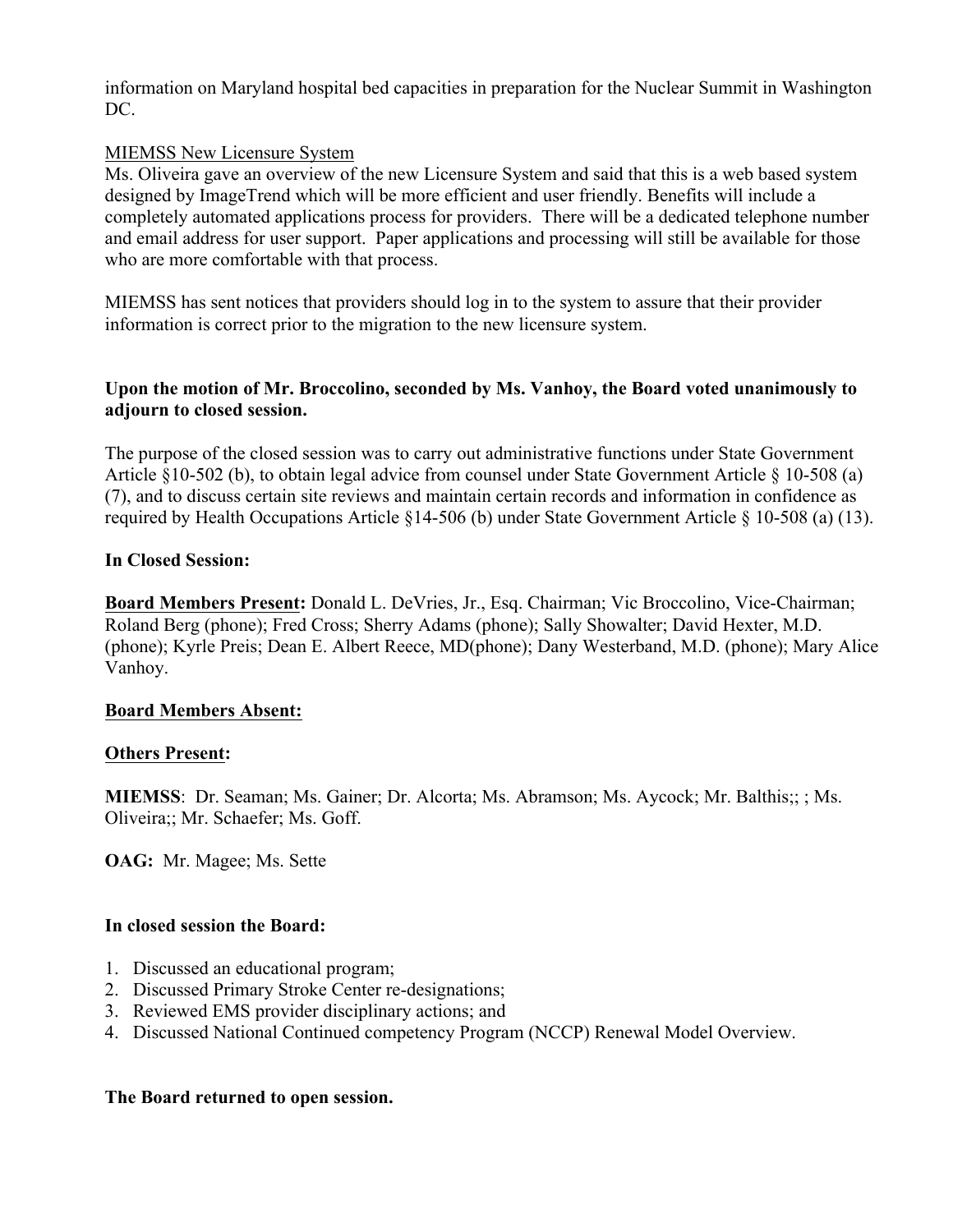information on Maryland hospital bed capacities in preparation for the Nuclear Summit in Washington DC.

MIEMSS New Licensure System

Ms. Oliveira gave an overview of the new Licensure System and said that this is a web based system designed by ImageTrend which will be more efficient and user friendly. Benefits will include a completely automated applications process for providers. There will be a dedicated telephone number and email address for user support. Paper applications and processing will still be available for those who are more comfortable with that process.

MIEMSS has sent notices that providers should log in to the system to assure that their provider information is correct prior to the migration to the new licensure system.

**Upon the motion of Mr. Broccolino, seconded by Ms. Vanhoy, the Board voted unanimously to adjourn to closed session.**

The purpose of the closed session was to carry out administrative functions under State Government Article §10-502 (b), to obtain legal advice from counsel under State Government Article § 10-508 (a) (7), and to discuss certain site reviews and maintain certain records and information in confidence as required by Health Occupations Article §14-506 (b) under State Government Article § 10-508 (a) (13).

**In Closed Session:**

**Board Members Present:** Donald L. DeVries, Jr., Esq. Chairman; Vic Broccolino, Vice-Chairman; Roland Berg (phone); Fred Cross; Sherry Adams (phone); Sally Showalter; David Hexter, M.D. (phone); Kyrle Preis; Dean E. Albert Reece, MD(phone); Dany Westerband, M.D. (phone); Mary Alice Vanhoy.

**Board Members Absent:**

**Others Present:**

**MIEMSS**: Dr. Seaman; Ms. Gainer; Dr. Alcorta; Ms. Abramson; Ms. Aycock; Mr. Balthis;; ; Ms. Oliveira;; Mr. Schaefer; Ms. Goff.

**OAG:** Mr. Magee; Ms. Sette

**In closed session the Board:**

1. Discussed an educational program;
2. Discussed Primary Stroke Center re-designations;
3. Reviewed EMS provider disciplinary actions; and
4. Discussed National Continued competency Program (NCCP) Renewal Model Overview.

**The Board returned to open session.**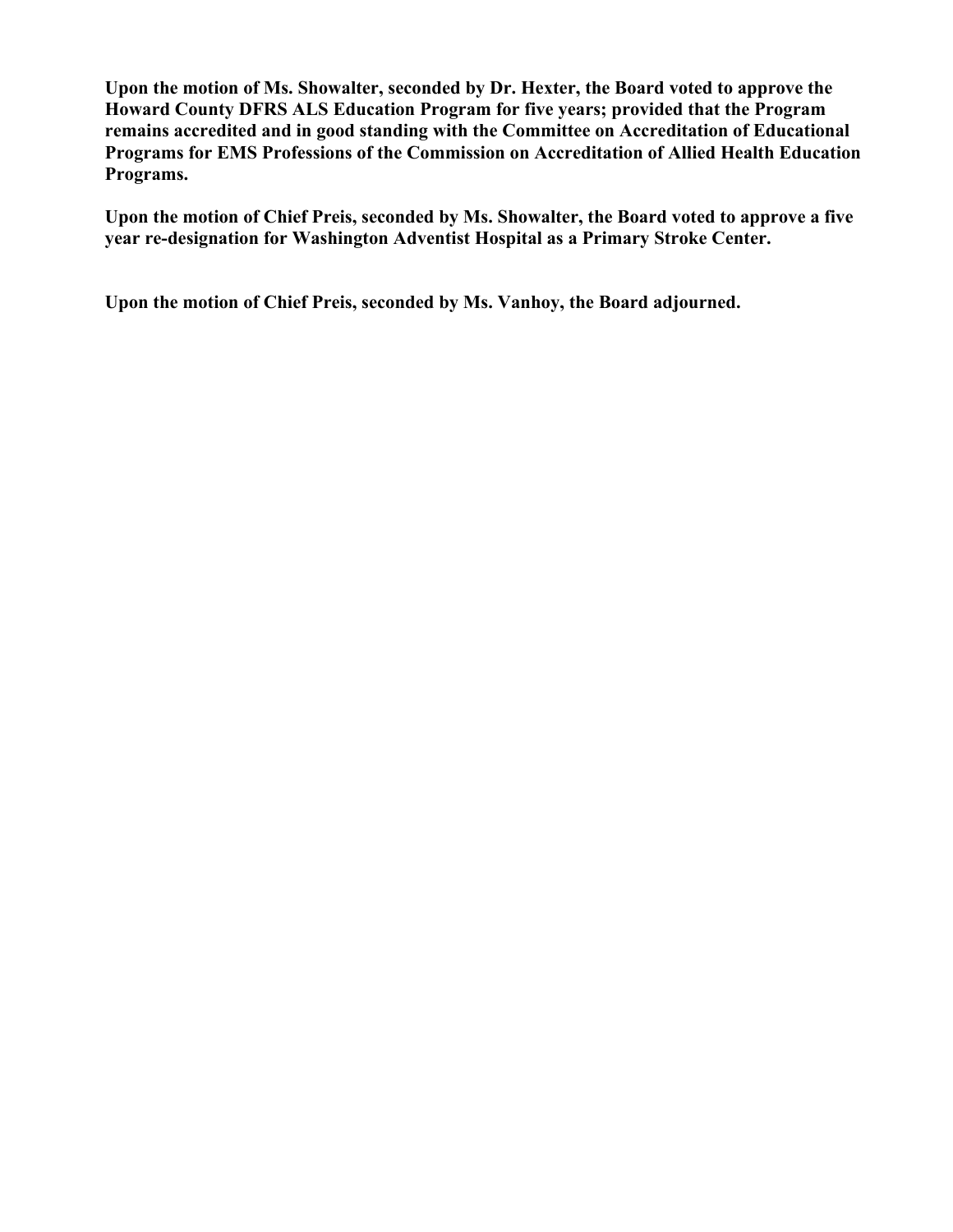**Upon the motion of Ms. Showalter, seconded by Dr. Hexter, the Board voted to approve the Howard County DFRS ALS Education Program for five years; provided that the Program remains accredited and in good standing with the Committee on Accreditation of Educational Programs for EMS Professions of the Commission on Accreditation of Allied Health Education Programs.**

**Upon the motion of Chief Preis, seconded by Ms. Showalter, the Board voted to approve a five year re-designation for Washington Adventist Hospital as a Primary Stroke Center.**

**Upon the motion of Chief Preis, seconded by Ms. Vanhoy, the Board adjourned.**